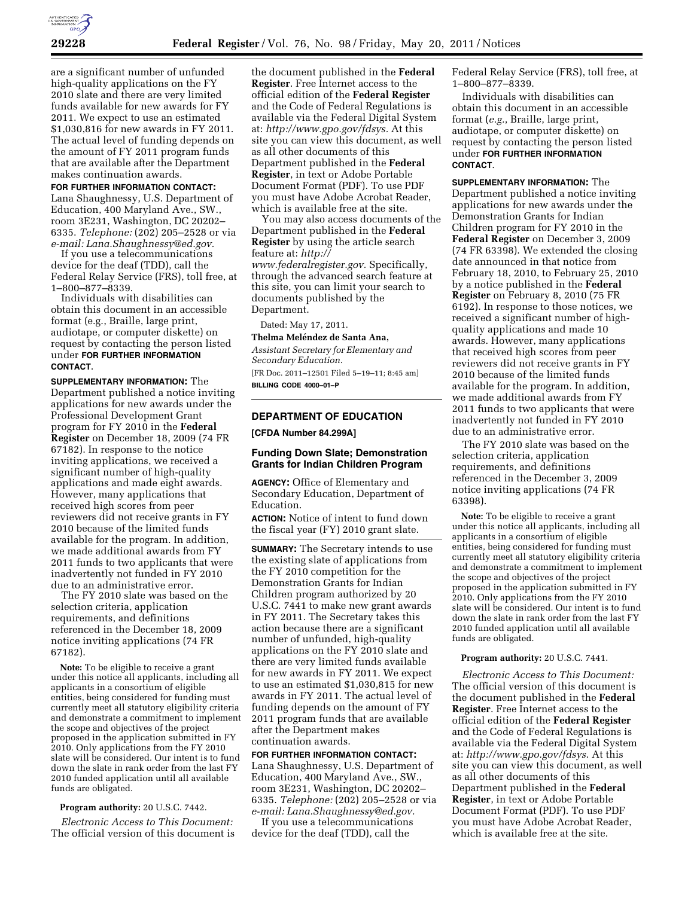are a significant number of unfunded high-quality applications on the FY 2010 slate and there are very limited funds available for new awards for FY 2011. We expect to use an estimated $1,030,816 for new awards in FY 2011. The actual level of funding depends on the amount of FY 2011 program funds that are available after the Department makes continuation awards.

**FOR FURTHER INFORMATION CONTACT:** Lana Shaughnessy, U.S. Department of Education, 400 Maryland Ave., SW., room 3E231, Washington, DC 20202–6335. *Telephone:* (202) 205–2528 or via *e-mail: Lana.Shaughnessy@ed.gov*.

If you use a telecommunications device for the deaf (TDD), call the Federal Relay Service (FRS), toll free, at 1–800–877–8339.

Individuals with disabilities can obtain this document in an accessible format (e.g., Braille, large print, audiotape, or computer diskette) on request by contacting the person listed under **FOR FURTHER INFORMATION CONTACT**.

**SUPPLEMENTARY INFORMATION:** The Department published a notice inviting applications for new awards under the Professional Development Grant program for FY 2010 in the **Federal Register** on December 18, 2009 (74 FR 67182). In response to the notice inviting applications, we received a significant number of high-quality applications and made eight awards. However, many applications that received high scores from peer reviewers did not receive grants in FY 2010 because of the limited funds available for the program. In addition, we made additional awards from FY 2011 funds to two applicants that were inadvertently not funded in FY 2010 due to an administrative error.

The FY 2010 slate was based on the selection criteria, application requirements, and definitions referenced in the December 18, 2009 notice inviting applications (74 FR 67182).

**Note:** To be eligible to receive a grant under this notice all applicants, including all applicants in a consortium of eligible entities, being considered for funding must currently meet all statutory eligibility criteria and demonstrate a commitment to implement the scope and objectives of the project proposed in the application submitted in FY 2010. Only applications from the FY 2010 slate will be considered. Our intent is to fund down the slate in rank order from the last FY 2010 funded application until all available funds are obligated.

**Program authority:** 20 U.S.C. 7442.

*Electronic Access to This Document:* The official version of this document is the document published in the **Federal Register**. Free Internet access to the official edition of the **Federal Register** and the Code of Federal Regulations is available via the Federal Digital System at: *http://www.gpo.gov/fdsys*. At this site you can view this document, as well as all other documents of this Department published in the **Federal Register**, in text or Adobe Portable Document Format (PDF). To use PDF you must have Adobe Acrobat Reader, which is available free at the site.

You may also access documents of the Department published in the **Federal Register** by using the article search feature at: *http://www.federalregister.gov*. Specifically, through the advanced search feature at this site, you can limit your search to documents published by the Department.

Dated: May 17, 2011.

**Thelma Meléndez de Santa Ana,**

*Assistant Secretary for Elementary and Secondary Education.*

[FR Doc. 2011–12501 Filed 5–19–11; 8:45 am]

**BILLING CODE 4000–01–P**

---

## DEPARTMENT OF EDUCATION

**[CFDA Number 84.299A]**

### Funding Down Slate; Demonstration Grants for Indian Children Program

**AGENCY:** Office of Elementary and Secondary Education, Department of Education.

**ACTION:** Notice of intent to fund down the fiscal year (FY) 2010 grant slate.

**SUMMARY:** The Secretary intends to use the existing slate of applications from the FY 2010 competition for the Demonstration Grants for Indian Children program authorized by 20 U.S.C. 7441 to make new grant awards in FY 2011. The Secretary takes this action because there are a significant number of unfunded, high-quality applications on the FY 2010 slate and there are very limited funds available for new awards in FY 2011. We expect to use an estimated $1,030,815 for new awards in FY 2011. The actual level of funding depends on the amount of FY 2011 program funds that are available after the Department makes continuation awards.

**FOR FURTHER INFORMATION CONTACT:** Lana Shaughnessy, U.S. Department of Education, 400 Maryland Ave., SW., room 3E231, Washington, DC 20202–6335. *Telephone:* (202) 205–2528 or via *e-mail: Lana.Shaughnessy@ed.gov.*

If you use a telecommunications device for the deaf (TDD), call the Federal Relay Service (FRS), toll free, at 1–800–877–8339.

Individuals with disabilities can obtain this document in an accessible format (*e.g.*, Braille, large print, audiotape, or computer diskette) on request by contacting the person listed under **FOR FURTHER INFORMATION CONTACT**.

**SUPPLEMENTARY INFORMATION:** The Department published a notice inviting applications for new awards under the Demonstration Grants for Indian Children program for FY 2010 in the **Federal Register** on December 3, 2009 (74 FR 63398). We extended the closing date announced in that notice from February 18, 2010, to February 25, 2010 by a notice published in the **Federal Register** on February 8, 2010 (75 FR 6192). In response to those notices, we received a significant number of high-quality applications and made 10 awards. However, many applications that received high scores from peer reviewers did not receive grants in FY 2010 because of the limited funds available for the program. In addition, we made additional awards from FY 2011 funds to two applicants that were inadvertently not funded in FY 2010 due to an administrative error.

The FY 2010 slate was based on the selection criteria, application requirements, and definitions referenced in the December 3, 2009 notice inviting applications (74 FR 63398).

**Note:** To be eligible to receive a grant under this notice all applicants, including all applicants in a consortium of eligible entities, being considered for funding must currently meet all statutory eligibility criteria and demonstrate a commitment to implement the scope and objectives of the project proposed in the application submitted in FY 2010. Only applications from the FY 2010 slate will be considered. Our intent is to fund down the slate in rank order from the last FY 2010 funded application until all available funds are obligated.

**Program authority:** 20 U.S.C. 7441.

*Electronic Access to This Document:* The official version of this document is the document published in the **Federal Register**. Free Internet access to the official edition of the **Federal Register** and the Code of Federal Regulations is available via the Federal Digital System at: *http://www.gpo.gov/fdsys*. At this site you can view this document, as well as all other documents of this Department published in the **Federal Register**, in text or Adobe Portable Document Format (PDF). To use PDF you must have Adobe Acrobat Reader, which is available free at the site.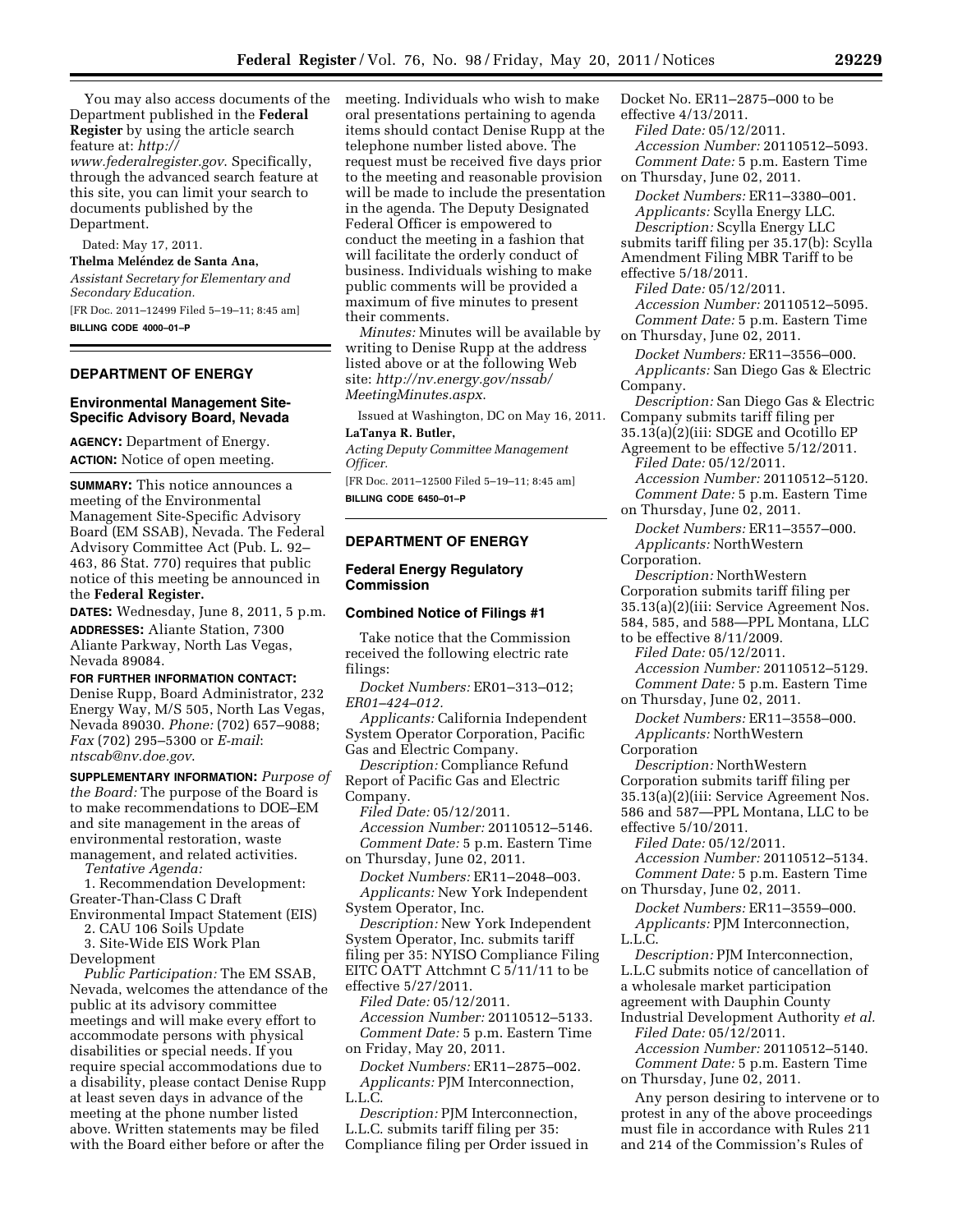You may also access documents of the Department published in the **Federal Register** by using the article search feature at: *http://www.federalregister.gov*. Specifically, through the advanced search feature at this site, you can limit your search to documents published by the Department.

Dated: May 17, 2011.

**Thelma Meléndez de Santa Ana,**

*Assistant Secretary for Elementary and Secondary Education.*

[FR Doc. 2011–12499 Filed 5–19–11; 8:45 am]

**BILLING CODE 4000–01–P**

## DEPARTMENT OF ENERGY

### Environmental Management Site-Specific Advisory Board, Nevada

**AGENCY:** Department of Energy.

**ACTION:** Notice of open meeting.

**SUMMARY:** This notice announces a meeting of the Environmental Management Site-Specific Advisory Board (EM SSAB), Nevada. The Federal Advisory Committee Act (Pub. L. 92–463, 86 Stat. 770) requires that public notice of this meeting be announced in the **Federal Register.**

**DATES:** Wednesday, June 8, 2011, 5 p.m.

**ADDRESSES:** Aliante Station, 7300 Aliante Parkway, North Las Vegas, Nevada 89084.

**FOR FURTHER INFORMATION CONTACT:** Denise Rupp, Board Administrator, 232 Energy Way, M/S 505, North Las Vegas, Nevada 89030. *Phone:* (702) 657–9088; *Fax* (702) 295–5300 or *E-mail*: *ntscab@nv.doe.gov*.

**SUPPLEMENTARY INFORMATION:** *Purpose of the Board:* The purpose of the Board is to make recommendations to DOE–EM and site management in the areas of environmental restoration, waste management, and related activities.

*Tentative Agenda:*

1. Recommendation Development: Greater-Than-Class C Draft Environmental Impact Statement (EIS)
2. CAU 106 Soils Update
3. Site-Wide EIS Work Plan Development

*Public Participation:* The EM SSAB, Nevada, welcomes the attendance of the public at its advisory committee meetings and will make every effort to accommodate persons with physical disabilities or special needs. If you require special accommodations due to a disability, please contact Denise Rupp at least seven days in advance of the meeting at the phone number listed above. Written statements may be filed with the Board either before or after the meeting. Individuals who wish to make oral presentations pertaining to agenda items should contact Denise Rupp at the telephone number listed above. The request must be received five days prior to the meeting and reasonable provision will be made to include the presentation in the agenda. The Deputy Designated Federal Officer is empowered to conduct the meeting in a fashion that will facilitate the orderly conduct of business. Individuals wishing to make public comments will be provided a maximum of five minutes to present their comments.

*Minutes:* Minutes will be available by writing to Denise Rupp at the address listed above or at the following Web site: *http://nv.energy.gov/nssab/MeetingMinutes.aspx*.

Issued at Washington, DC on May 16, 2011.

**LaTanya R. Butler,**

*Acting Deputy Committee Management Officer.*

[FR Doc. 2011–12500 Filed 5–19–11; 8:45 am]

**BILLING CODE 6450–01–P**

## DEPARTMENT OF ENERGY

### Federal Energy Regulatory Commission

### Combined Notice of Filings #1

Take notice that the Commission received the following electric rate filings:

*Docket Numbers:* ER01–313–012; *ER01–424–012.*

*Applicants:* California Independent System Operator Corporation, Pacific Gas and Electric Company.

*Description:* Compliance Refund Report of Pacific Gas and Electric Company.

*Filed Date:* 05/12/2011.

*Accession Number:* 20110512–5146.

*Comment Date:* 5 p.m. Eastern Time on Thursday, June 02, 2011.

*Docket Numbers:* ER11–2048–003.

*Applicants:* New York Independent System Operator, Inc.

*Description:* New York Independent System Operator, Inc. submits tariff filing per 35: NYISO Compliance Filing EITC OATT Attchmnt C 5/11/11 to be effective 5/27/2011.

*Filed Date:* 05/12/2011.

*Accession Number:* 20110512–5133.

*Comment Date:* 5 p.m. Eastern Time on Friday, May 20, 2011.

*Docket Numbers:* ER11–2875–002.

*Applicants:* PJM Interconnection, L.L.C.

*Description:* PJM Interconnection, L.L.C. submits tariff filing per 35: Compliance filing per Order issued in Docket No. ER11–2875–000 to be effective 4/13/2011.

*Filed Date:* 05/12/2011.

*Accession Number:* 20110512–5093.

*Comment Date:* 5 p.m. Eastern Time on Thursday, June 02, 2011.

*Docket Numbers:* ER11–3380–001.

*Applicants:* Scylla Energy LLC.

*Description:* Scylla Energy LLC submits tariff filing per 35.17(b): Scylla Amendment Filing MBR Tariff to be effective 5/18/2011.

*Filed Date:* 05/12/2011.

*Accession Number:* 20110512–5095.

*Comment Date:* 5 p.m. Eastern Time on Thursday, June 02, 2011.

*Docket Numbers:* ER11–3556–000.

*Applicants:* San Diego Gas & Electric Company.

*Description:* San Diego Gas & Electric Company submits tariff filing per 35.13(a)(2)(iii: SDGE and Ocotillo EP Agreement to be effective 5/12/2011.

*Filed Date:* 05/12/2011.

*Accession Number:* 20110512–5120.

*Comment Date:* 5 p.m. Eastern Time on Thursday, June 02, 2011.

*Docket Numbers:* ER11–3557–000.

*Applicants:* NorthWestern Corporation.

*Description:* NorthWestern Corporation submits tariff filing per 35.13(a)(2)(iii: Service Agreement Nos. 584, 585, and 588—PPL Montana, LLC to be effective 8/11/2009.

*Filed Date:* 05/12/2011.

*Accession Number:* 20110512–5129.

*Comment Date:* 5 p.m. Eastern Time on Thursday, June 02, 2011.

*Docket Numbers:* ER11–3558–000.

*Applicants:* NorthWestern Corporation

*Description:* NorthWestern Corporation submits tariff filing per 35.13(a)(2)(iii: Service Agreement Nos. 586 and 587—PPL Montana, LLC to be effective 5/10/2011.

*Filed Date:* 05/12/2011.

*Accession Number:* 20110512–5134.

*Comment Date:* 5 p.m. Eastern Time on Thursday, June 02, 2011.

*Docket Numbers:* ER11–3559–000.

*Applicants:* PJM Interconnection, L.L.C.

*Description:* PJM Interconnection, L.L.C submits notice of cancellation of a wholesale market participation agreement with Dauphin County Industrial Development Authority *et al.*

*Filed Date:* 05/12/2011.

*Accession Number:* 20110512–5140.

*Comment Date:* 5 p.m. Eastern Time on Thursday, June 02, 2011.

Any person desiring to intervene or to protest in any of the above proceedings must file in accordance with Rules 211 and 214 of the Commission's Rules of